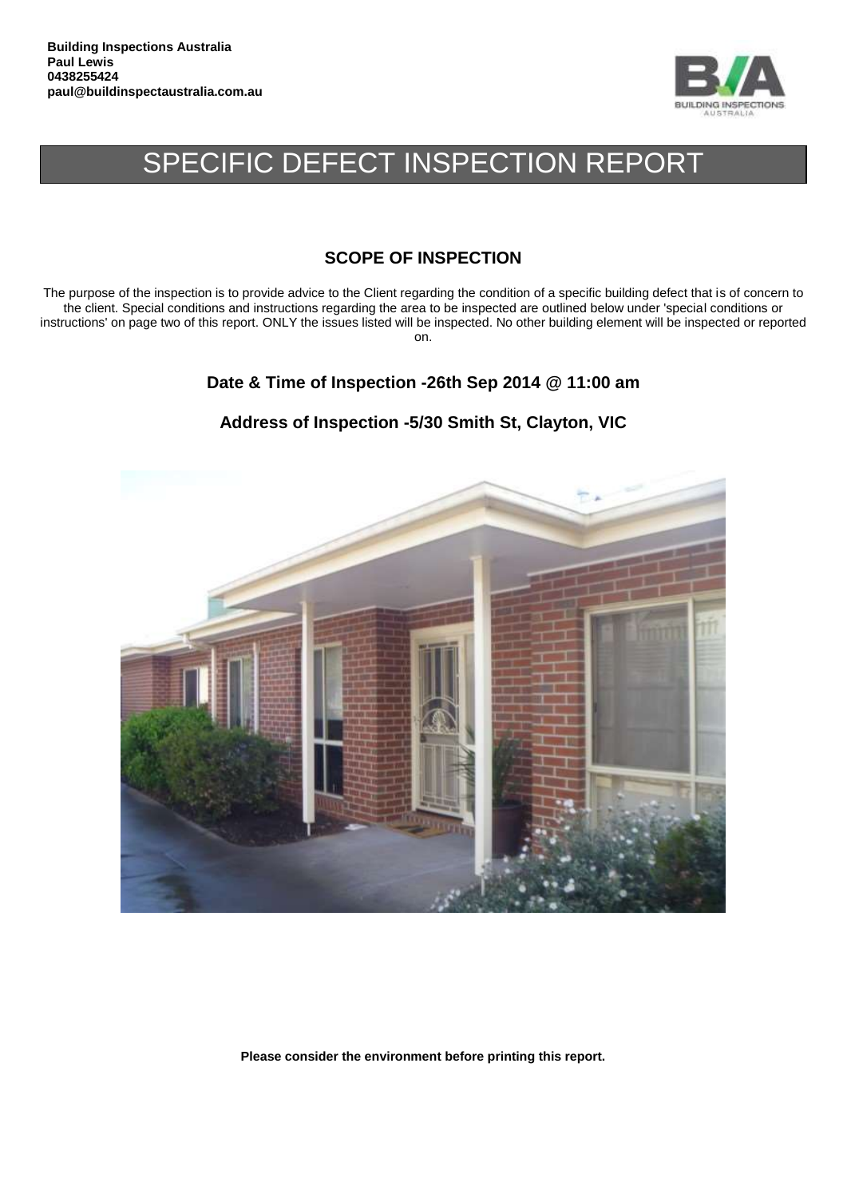**Building Inspections Australia**
**Paul Lewis**
**0438255424**
**paul@buildinspectaustralia.com.au**

# SPECIFIC DEFECT INSPECTION REPORT

## SCOPE OF INSPECTION

The purpose of the inspection is to provide advice to the Client regarding the condition of a specific building defect that is of concern to the client. Special conditions and instructions regarding the area to be inspected are outlined below under 'special conditions or instructions' on page two of this report. ONLY the issues listed will be inspected. No other building element will be inspected or reported on.

### Date & Time of Inspection -26th Sep 2014 @ 11:00 am

### Address of Inspection -5/30 Smith St, Clayton, VIC

**Please consider the environment before printing this report.**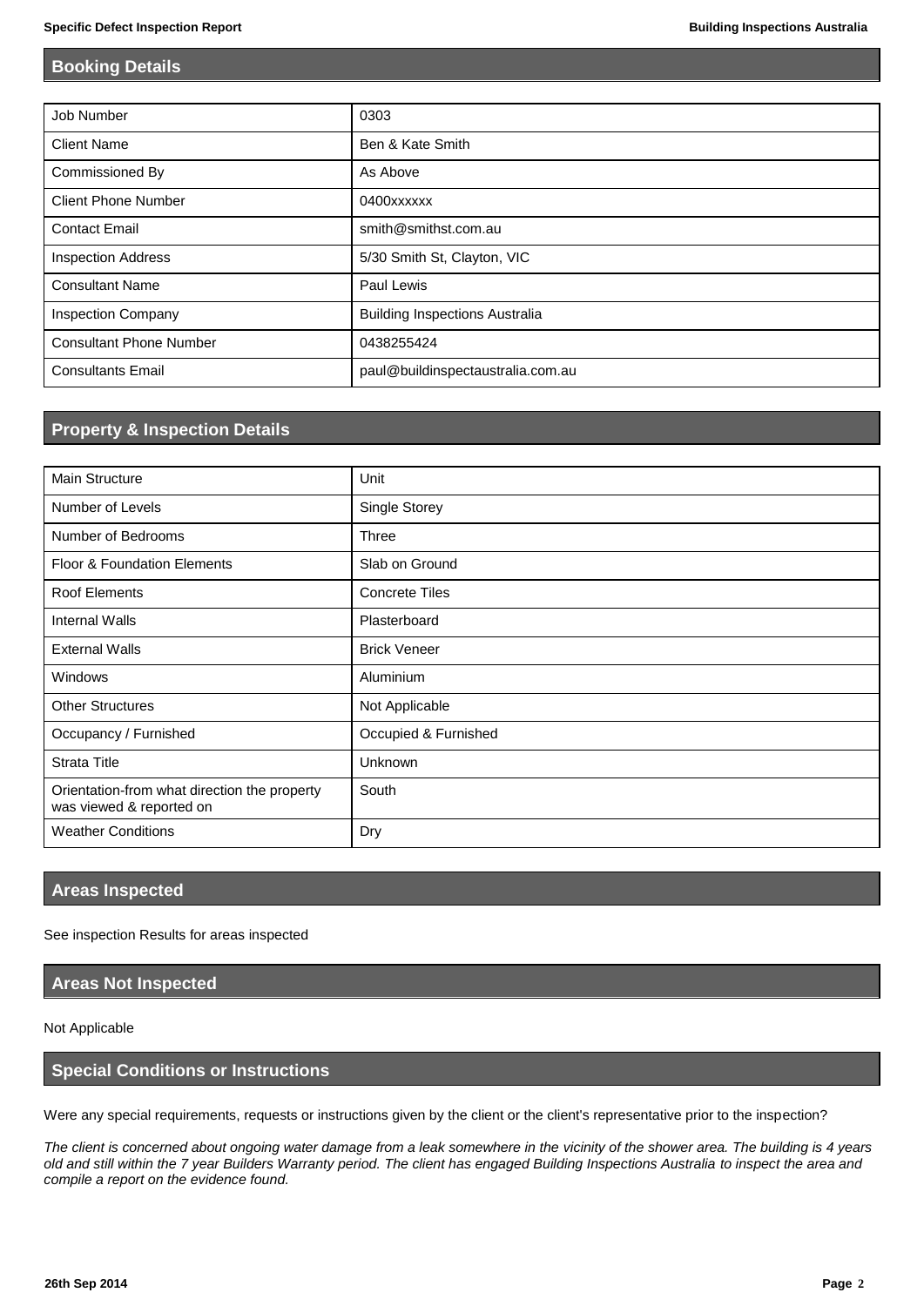## Booking Details

| | |
|---|---|
| Job Number | 0303 |
| Client Name | Ben & Kate Smith |
| Commissioned By | As Above |
| Client Phone Number | 0400xxxxxx |
| Contact Email | smith@smithst.com.au |
| Inspection Address | 5/30 Smith St, Clayton, VIC |
| Consultant Name | Paul Lewis |
| Inspection Company | Building Inspections Australia |
| Consultant Phone Number | 0438255424 |
| Consultants Email | paul@buildinspectaustralia.com.au |

## Property & Inspection Details

| | |
|---|---|
| Main Structure | Unit |
| Number of Levels | Single Storey |
| Number of Bedrooms | Three |
| Floor & Foundation Elements | Slab on Ground |
| Roof Elements | Concrete Tiles |
| Internal Walls | Plasterboard |
| External Walls | Brick Veneer |
| Windows | Aluminium |
| Other Structures | Not Applicable |
| Occupancy / Furnished | Occupied & Furnished |
| Strata Title | Unknown |
| Orientation-from what direction the property was viewed & reported on | South |
| Weather Conditions | Dry |

## Areas Inspected

See inspection Results for areas inspected

## Areas Not Inspected

Not Applicable

## Special Conditions or Instructions

Were any special requirements, requests or instructions given by the client or the client's representative prior to the inspection?

*The client is concerned about ongoing water damage from a leak somewhere in the vicinity of the shower area. The building is 4 years old and still within the 7 year Builders Warranty period. The client has engaged Building Inspections Australia to inspect the area and compile a report on the evidence found.*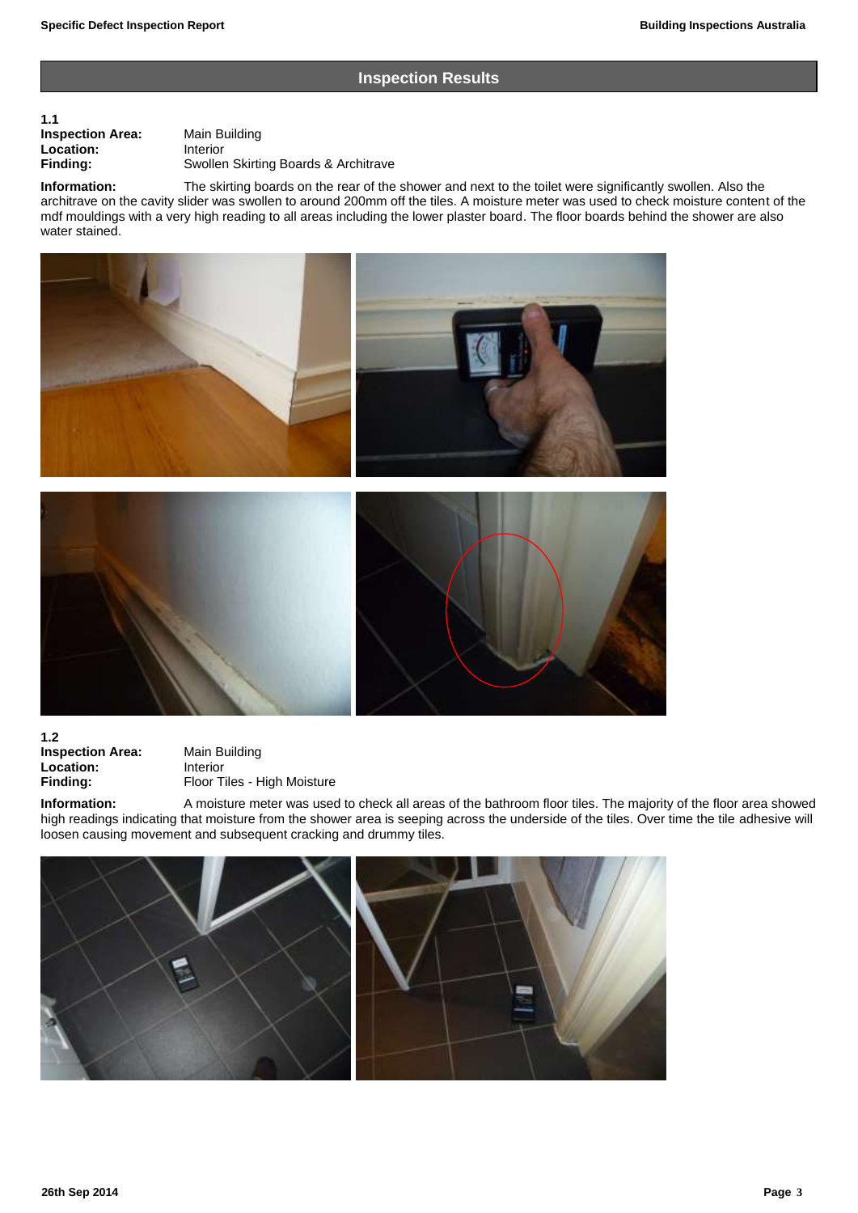## Inspection Results

**1.1**

**Inspection Area:** Main Building
**Location:** Interior
**Finding:** Swollen Skirting Boards & Architrave

**Information:** The skirting boards on the rear of the shower and next to the toilet were significantly swollen. Also the architrave on the cavity slider was swollen to around 200mm off the tiles. A moisture meter was used to check moisture content of the mdf mouldings with a very high reading to all areas including the lower plaster board. The floor boards behind the shower are also water stained.

**1.2**

**Inspection Area:** Main Building
**Location:** Interior
**Finding:** Floor Tiles - High Moisture

**Information:** A moisture meter was used to check all areas of the bathroom floor tiles. The majority of the floor area showed high readings indicating that moisture from the shower area is seeping across the underside of the tiles. Over time the tile adhesive will loosen causing movement and subsequent cracking and drummy tiles.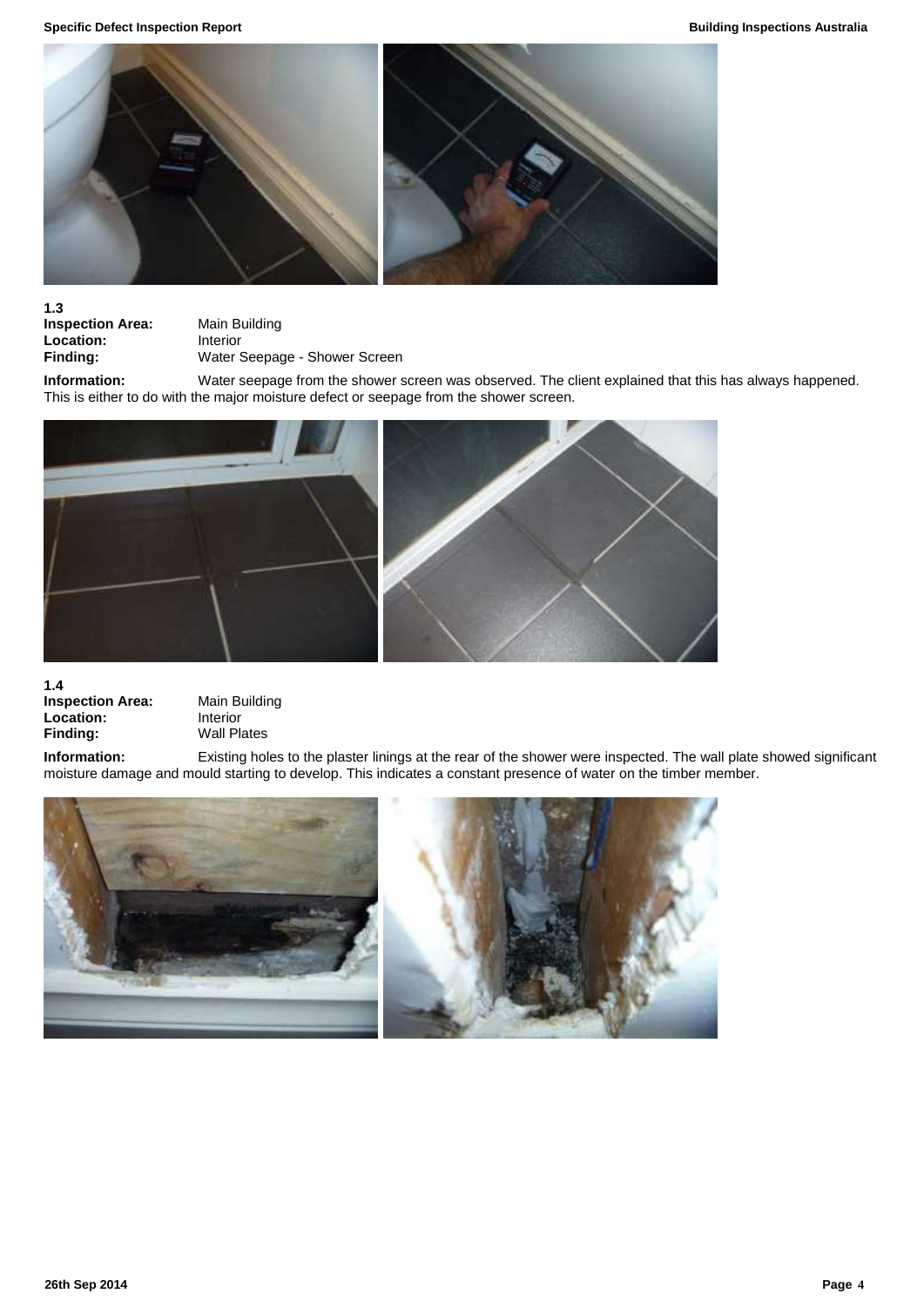**1.3**

**Inspection Area:** Main Building
**Location:** Interior
**Finding:** Water Seepage - Shower Screen

**Information:** Water seepage from the shower screen was observed. The client explained that this has always happened. This is either to do with the major moisture defect or seepage from the shower screen.

**1.4**

**Inspection Area:** Main Building
**Location:** Interior
**Finding:** Wall Plates

**Information:** Existing holes to the plaster linings at the rear of the shower were inspected. The wall plate showed significant moisture damage and mould starting to develop. This indicates a constant presence of water on the timber member.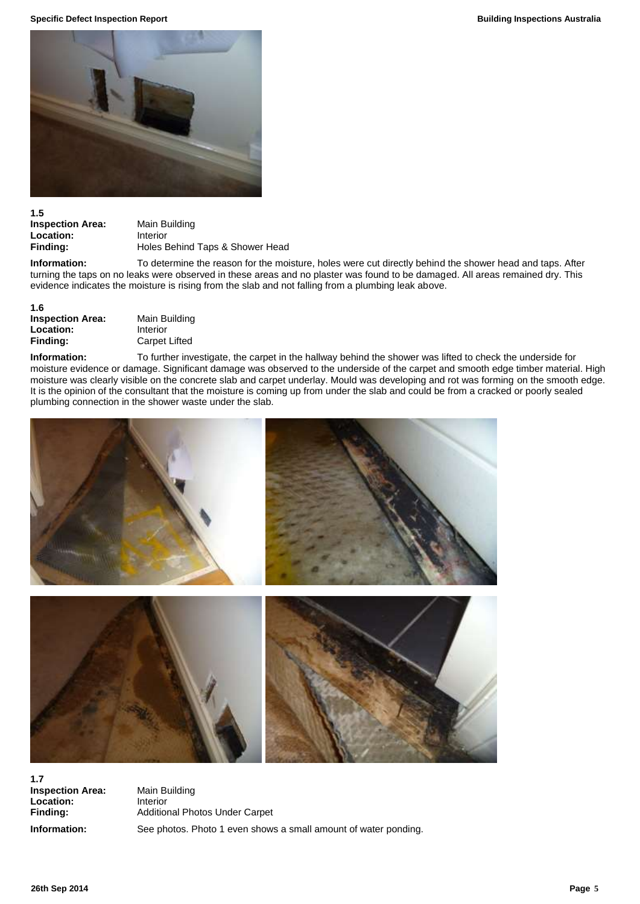**1.5**

**Inspection Area:** Main Building
**Location:** Interior
**Finding:** Holes Behind Taps & Shower Head

**Information:** To determine the reason for the moisture, holes were cut directly behind the shower head and taps. After turning the taps on no leaks were observed in these areas and no plaster was found to be damaged. All areas remained dry. This evidence indicates the moisture is rising from the slab and not falling from a plumbing leak above.

**1.6**

**Inspection Area:** Main Building
**Location:** Interior
**Finding:** Carpet Lifted

**Information:** To further investigate, the carpet in the hallway behind the shower was lifted to check the underside for moisture evidence or damage. Significant damage was observed to the underside of the carpet and smooth edge timber material. High moisture was clearly visible on the concrete slab and carpet underlay. Mould was developing and rot was forming on the smooth edge. It is the opinion of the consultant that the moisture is coming up from under the slab and could be from a cracked or poorly sealed plumbing connection in the shower waste under the slab.

**1.7**

**Inspection Area:** Main Building
**Location:** Interior
**Finding:** Additional Photos Under Carpet

**Information:** See photos. Photo 1 even shows a small amount of water ponding.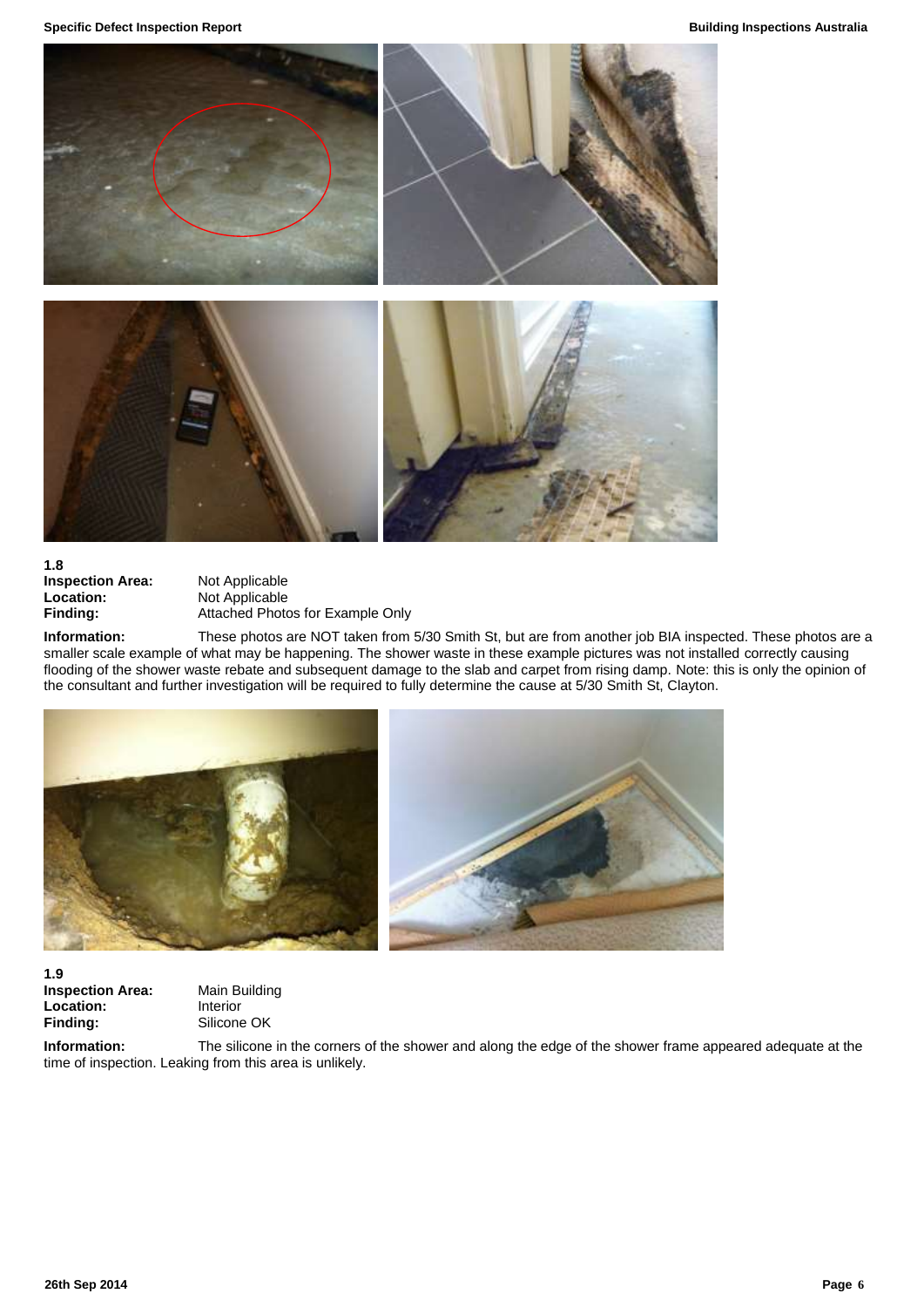**1.8**

**Inspection Area:** Not Applicable
**Location:** Not Applicable
**Finding:** Attached Photos for Example Only

**Information:** These photos are NOT taken from 5/30 Smith St, but are from another job BIA inspected. These photos are a smaller scale example of what may be happening. The shower waste in these example pictures was not installed correctly causing flooding of the shower waste rebate and subsequent damage to the slab and carpet from rising damp. Note: this is only the opinion of the consultant and further investigation will be required to fully determine the cause at 5/30 Smith St, Clayton.

**1.9**

**Inspection Area:** Main Building
**Location:** Interior
**Finding:** Silicone OK

**Information:** The silicone in the corners of the shower and along the edge of the shower frame appeared adequate at the time of inspection. Leaking from this area is unlikely.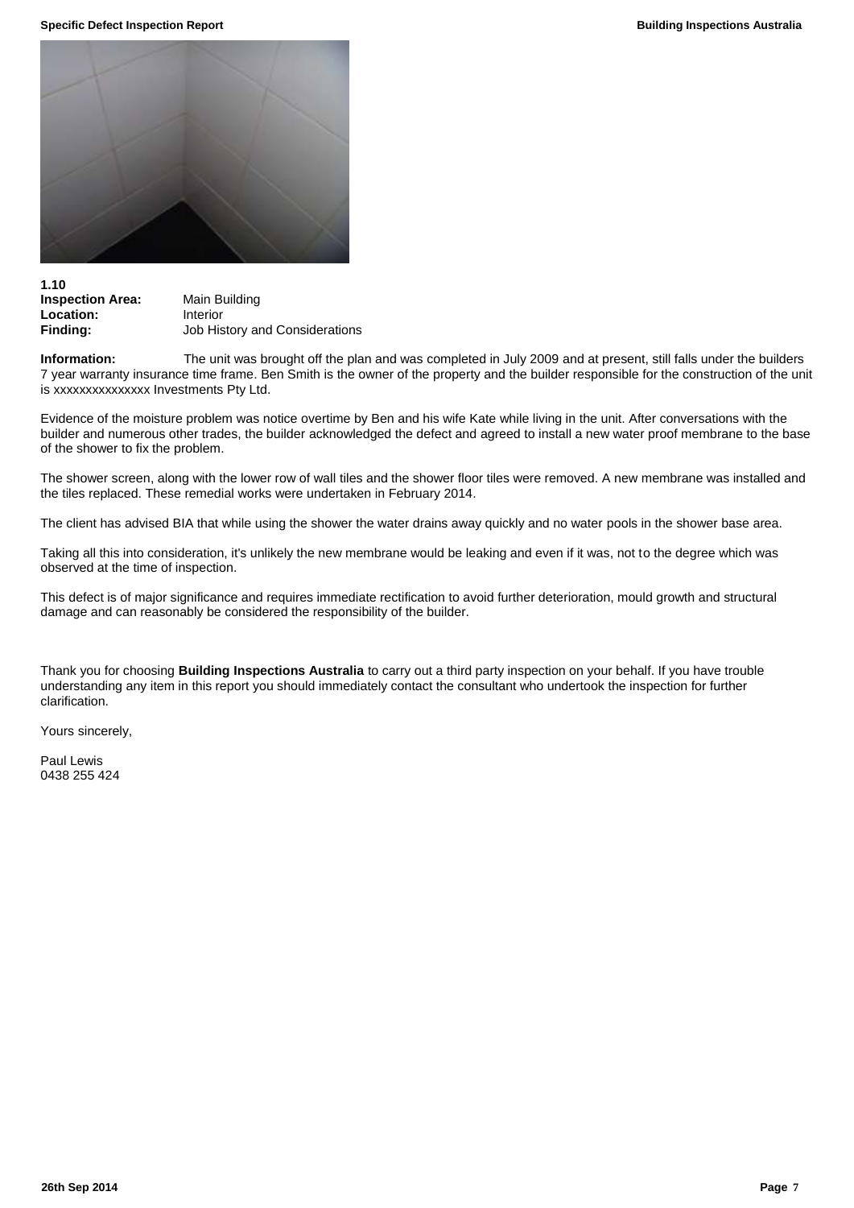**1.10**
**Inspection Area:** Main Building
**Location:** Interior
**Finding:** Job History and Considerations

**Information:** The unit was brought off the plan and was completed in July 2009 and at present, still falls under the builders 7 year warranty insurance time frame. Ben Smith is the owner of the property and the builder responsible for the construction of the unit is xxxxxxxxxxxxxxx Investments Pty Ltd.

Evidence of the moisture problem was notice overtime by Ben and his wife Kate while living in the unit. After conversations with the builder and numerous other trades, the builder acknowledged the defect and agreed to install a new water proof membrane to the base of the shower to fix the problem.

The shower screen, along with the lower row of wall tiles and the shower floor tiles were removed. A new membrane was installed and the tiles replaced. These remedial works were undertaken in February 2014.

The client has advised BIA that while using the shower the water drains away quickly and no water pools in the shower base area.

Taking all this into consideration, it's unlikely the new membrane would be leaking and even if it was, not to the degree which was observed at the time of inspection.

This defect is of major significance and requires immediate rectification to avoid further deterioration, mould growth and structural damage and can reasonably be considered the responsibility of the builder.

Thank you for choosing **Building Inspections Australia** to carry out a third party inspection on your behalf. If you have trouble understanding any item in this report you should immediately contact the consultant who undertook the inspection for further clarification.

Yours sincerely,

Paul Lewis
0438 255 424